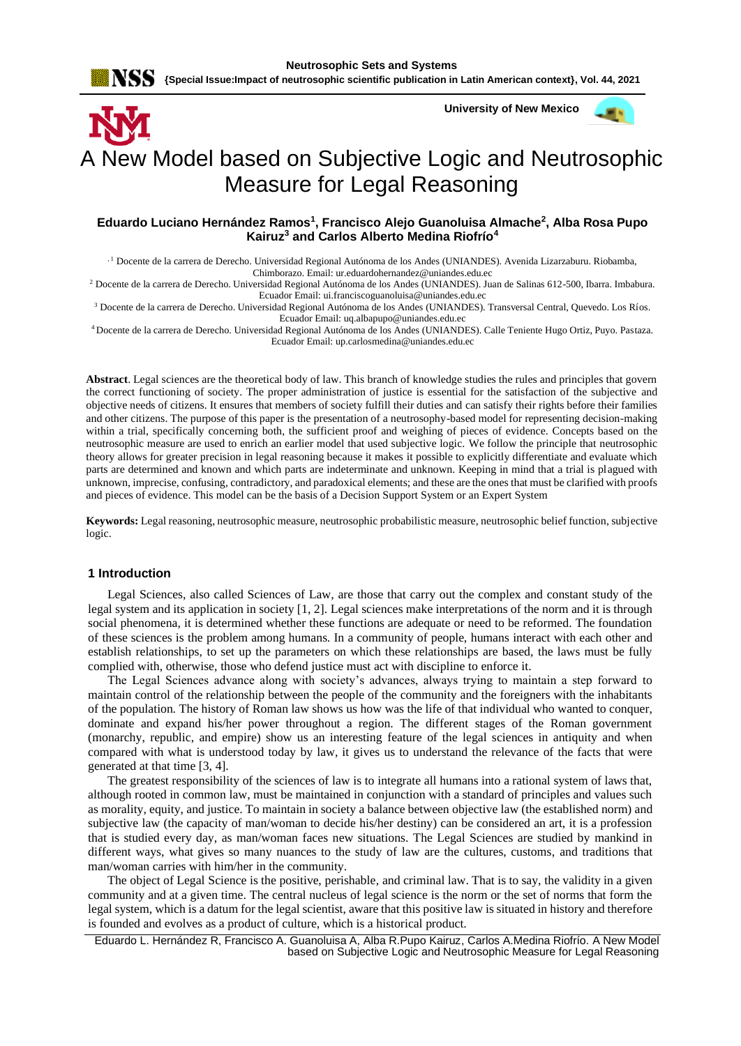// A New Model based on Subjective Logic and Neutrosophic Measure for Legal Reasoning

# A New Model based on Subjective Logic and Neutrosophic Measure for Legal Reasoning

**Eduardo Luciano Hernández Ramos[1], Francisco Alejo Guanoluisa Almache[2], Alba Rosa Pupo Kairuz[3] and Carlos Alberto Medina Riofrío[4]**

[1] Docente de la carrera de Derecho. Universidad Regional Autónoma de los Andes (UNIANDES). Avenida Lizarzaburu. Riobamba, Chimborazo. Email: ur.eduardohernandez@uniandes.edu.ec

[2] Docente de la carrera de Derecho. Universidad Regional Autónoma de los Andes (UNIANDES). Juan de Salinas 612-500, Ibarra. Imbabura. Ecuador Email: ui.franciscoguanoluisa@uniandes.edu.ec

[3] Docente de la carrera de Derecho. Universidad Regional Autónoma de los Andes (UNIANDES). Transversal Central, Quevedo. Los Ríos. Ecuador Email: uq.albapupo@uniandes.edu.ec

[4] Docente de la carrera de Derecho. Universidad Regional Autónoma de los Andes (UNIANDES). Calle Teniente Hugo Ortiz, Puyo. Pastaza. Ecuador Email: up.carlosmedina@uniandes.edu.ec

**Abstract**. Legal sciences are the theoretical body of law. This branch of knowledge studies the rules and principles that govern the correct functioning of society. The proper administration of justice is essential for the satisfaction of the subjective and objective needs of citizens. It ensures that members of society fulfill their duties and can satisfy their rights before their families and other citizens. The purpose of this paper is the presentation of a neutrosophy-based model for representing decision-making within a trial, specifically concerning both, the sufficient proof and weighing of pieces of evidence. Concepts based on the neutrosophic measure are used to enrich an earlier model that used subjective logic. We follow the principle that neutrosophic theory allows for greater precision in legal reasoning because it makes it possible to explicitly differentiate and evaluate which parts are determined and known and which parts are indeterminate and unknown. Keeping in mind that a trial is plagued with unknown, imprecise, confusing, contradictory, and paradoxical elements; and these are the ones that must be clarified with proofs and pieces of evidence. This model can be the basis of a Decision Support System or an Expert System

**Keywords:** Legal reasoning, neutrosophic measure, neutrosophic probabilistic measure, neutrosophic belief function, subjective logic.

## 1 Introduction

Legal Sciences, also called Sciences of Law, are those that carry out the complex and constant study of the legal system and its application in society [1, 2]. Legal sciences make interpretations of the norm and it is through social phenomena, it is determined whether these functions are adequate or need to be reformed. The foundation of these sciences is the problem among humans. In a community of people, humans interact with each other and establish relationships, to set up the parameters on which these relationships are based, the laws must be fully complied with, otherwise, those who defend justice must act with discipline to enforce it.

The Legal Sciences advance along with society's advances, always trying to maintain a step forward to maintain control of the relationship between the people of the community and the foreigners with the inhabitants of the population. The history of Roman law shows us how was the life of that individual who wanted to conquer, dominate and expand his/her power throughout a region. The different stages of the Roman government (monarchy, republic, and empire) show us an interesting feature of the legal sciences in antiquity and when compared with what is understood today by law, it gives us to understand the relevance of the facts that were generated at that time [3, 4].

The greatest responsibility of the sciences of law is to integrate all humans into a rational system of laws that, although rooted in common law, must be maintained in conjunction with a standard of principles and values such as morality, equity, and justice. To maintain in society a balance between objective law (the established norm) and subjective law (the capacity of man/woman to decide his/her destiny) can be considered an art, it is a profession that is studied every day, as man/woman faces new situations. The Legal Sciences are studied by mankind in different ways, what gives so many nuances to the study of law are the cultures, customs, and traditions that man/woman carries with him/her in the community.

The object of Legal Science is the positive, perishable, and criminal law. That is to say, the validity in a given community and at a given time. The central nucleus of legal science is the norm or the set of norms that form the legal system, which is a datum for the legal scientist, aware that this positive law is situated in history and therefore is founded and evolves as a product of culture, which is a historical product.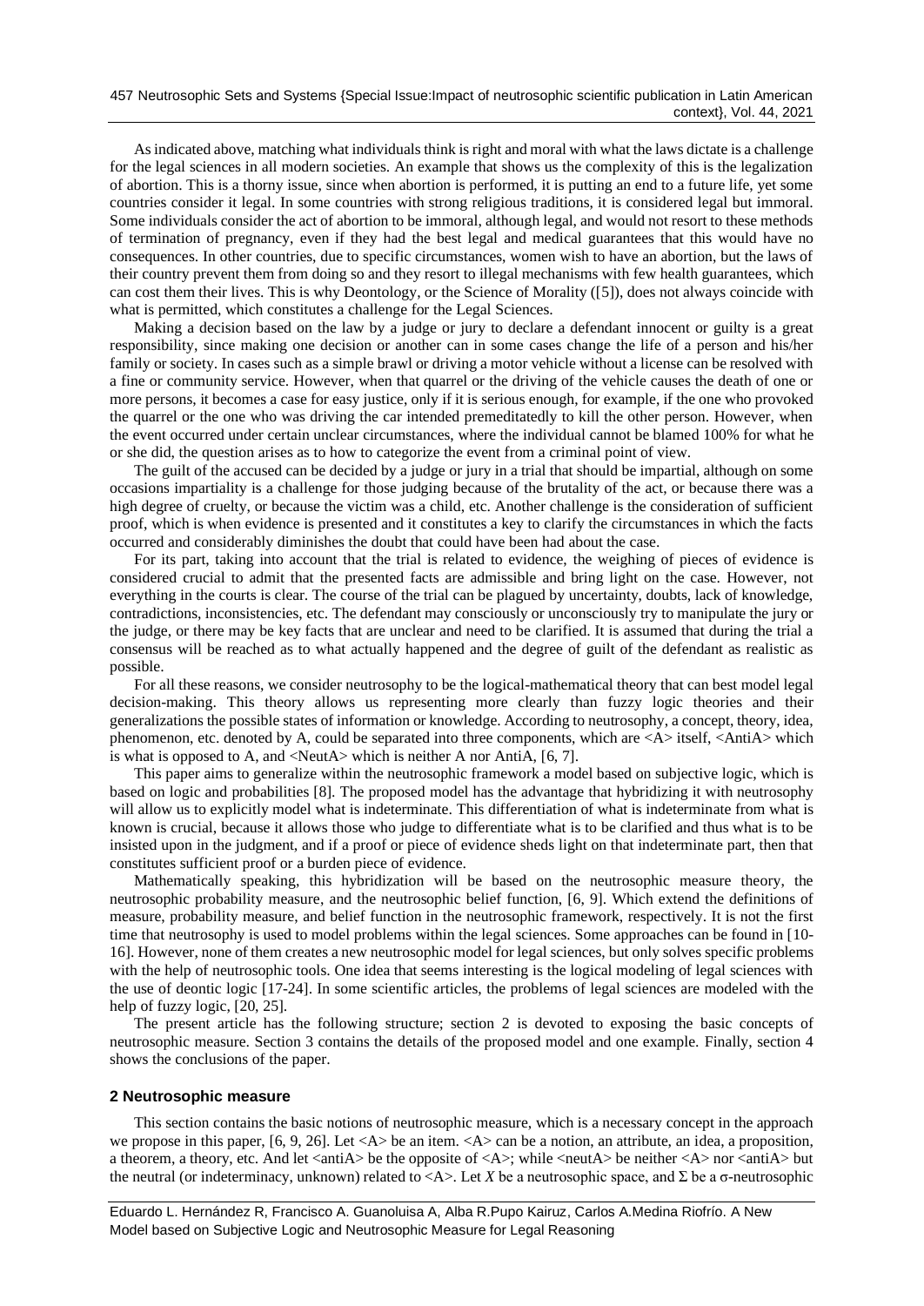As indicated above, matching what individuals think is right and moral with what the laws dictate is a challenge for the legal sciences in all modern societies. An example that shows us the complexity of this is the legalization of abortion. This is a thorny issue, since when abortion is performed, it is putting an end to a future life, yet some countries consider it legal. In some countries with strong religious traditions, it is considered legal but immoral. Some individuals consider the act of abortion to be immoral, although legal, and would not resort to these methods of termination of pregnancy, even if they had the best legal and medical guarantees that this would have no consequences. In other countries, due to specific circumstances, women wish to have an abortion, but the laws of their country prevent them from doing so and they resort to illegal mechanisms with few health guarantees, which can cost them their lives. This is why Deontology, or the Science of Morality ([5]), does not always coincide with what is permitted, which constitutes a challenge for the Legal Sciences.

Making a decision based on the law by a judge or jury to declare a defendant innocent or guilty is a great responsibility, since making one decision or another can in some cases change the life of a person and his/her family or society. In cases such as a simple brawl or driving a motor vehicle without a license can be resolved with a fine or community service. However, when that quarrel or the driving of the vehicle causes the death of one or more persons, it becomes a case for easy justice, only if it is serious enough, for example, if the one who provoked the quarrel or the one who was driving the car intended premeditatedly to kill the other person. However, when the event occurred under certain unclear circumstances, where the individual cannot be blamed 100% for what he or she did, the question arises as to how to categorize the event from a criminal point of view.

The guilt of the accused can be decided by a judge or jury in a trial that should be impartial, although on some occasions impartiality is a challenge for those judging because of the brutality of the act, or because there was a high degree of cruelty, or because the victim was a child, etc. Another challenge is the consideration of sufficient proof, which is when evidence is presented and it constitutes a key to clarify the circumstances in which the facts occurred and considerably diminishes the doubt that could have been had about the case.

For its part, taking into account that the trial is related to evidence, the weighing of pieces of evidence is considered crucial to admit that the presented facts are admissible and bring light on the case. However, not everything in the courts is clear. The course of the trial can be plagued by uncertainty, doubts, lack of knowledge, contradictions, inconsistencies, etc. The defendant may consciously or unconsciously try to manipulate the jury or the judge, or there may be key facts that are unclear and need to be clarified. It is assumed that during the trial a consensus will be reached as to what actually happened and the degree of guilt of the defendant as realistic as possible.

For all these reasons, we consider neutrosophy to be the logical-mathematical theory that can best model legal decision-making. This theory allows us representing more clearly than fuzzy logic theories and their generalizations the possible states of information or knowledge. According to neutrosophy, a concept, theory, idea, phenomenon, etc. denoted by A, could be separated into three components, which are <A> itself, <AntiA> which is what is opposed to A, and <NeutA> which is neither A nor AntiA, [6, 7].

This paper aims to generalize within the neutrosophic framework a model based on subjective logic, which is based on logic and probabilities [8]. The proposed model has the advantage that hybridizing it with neutrosophy will allow us to explicitly model what is indeterminate. This differentiation of what is indeterminate from what is known is crucial, because it allows those who judge to differentiate what is to be clarified and thus what is to be insisted upon in the judgment, and if a proof or piece of evidence sheds light on that indeterminate part, then that constitutes sufficient proof or a burden piece of evidence.

Mathematically speaking, this hybridization will be based on the neutrosophic measure theory, the neutrosophic probability measure, and the neutrosophic belief function, [6, 9]. Which extend the definitions of measure, probability measure, and belief function in the neutrosophic framework, respectively. It is not the first time that neutrosophy is used to model problems within the legal sciences. Some approaches can be found in [10-16]. However, none of them creates a new neutrosophic model for legal sciences, but only solves specific problems with the help of neutrosophic tools. One idea that seems interesting is the logical modeling of legal sciences with the use of deontic logic [17-24]. In some scientific articles, the problems of legal sciences are modeled with the help of fuzzy logic, [20, 25].

The present article has the following structure; section 2 is devoted to exposing the basic concepts of neutrosophic measure. Section 3 contains the details of the proposed model and one example. Finally, section 4 shows the conclusions of the paper.

## 2 Neutrosophic measure

This section contains the basic notions of neutrosophic measure, which is a necessary concept in the approach we propose in this paper, [6, 9, 26]. Let <A> be an item. <A> can be a notion, an attribute, an idea, a proposition, a theorem, a theory, etc. And let <antiA> be the opposite of <A>; while <neutA> be neither <A> nor <antiA> but the neutral (or indeterminacy, unknown) related to <A>. Let $X$ be a neutrosophic space, and $\Sigma$ be a $\sigma$-neutrosophic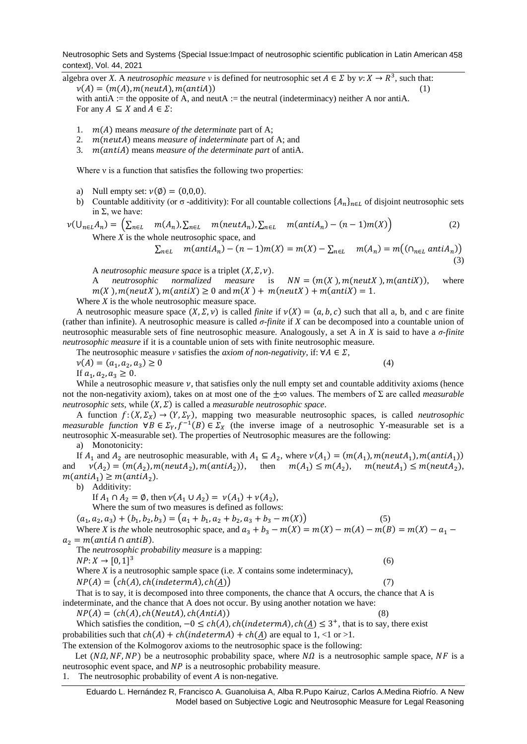algebra over $X$. A *neutrosophic measure* $\nu$ is defined for neutrosophic set $A \in \Sigma$ by $\nu: X \rightarrow R^3$, such that:

$$\nu(A) = (m(A), m(neutA), m(antiA)) \tag{1}$$

with antiA := the opposite of A, and neutA := the neutral (indeterminacy) neither A nor antiA.

For any $A \subseteq X$ and $A \in \Sigma$:

1. $m(A)$ means *measure of the determinate* part of A;
2. $m(neutA)$ means *measure of indeterminate* part of A; and
3. $m(antiA)$ means *measure of the determinate part* of antiA.

Where ν is a function that satisfies the following two properties:

a) Null empty set: $\nu(\emptyset) = (0,0,0)$.

b) Countable additivity (or σ -additivity): For all countable collections $\{A_n\}_{n\in L}$ of disjoint neutrosophic sets in Σ, we have:

$$\nu(\cup_{n\in L} A_n) = \left(\sum_{n\in L} m(A_n), \sum_{n\in L} m(neutA_n), \sum_{n\in L} m(antiA_n) - (n-1)m(X)\right) \tag{2}$$

Where $X$ is the whole neutrosophic space, and

$$\sum_{n\in L} m(antiA_n) - (n-1)m(X) = m(X) - \sum_{n\in L} m(A_n) = m\left((\cap_{n\in L} antiA_n)\right) \tag{3}$$

A *neutrosophic measure space* is a triplet $(X, \Sigma, \nu)$.

A *neutrosophic normalized measure* is $NN = (m(X), m(neutX), m(antiX))$, where $m(X), m(neutX), m(antiX) \geq 0$ and $m(X) + m(neutX) + m(antiX) = 1$.

Where $X$ is the whole neutrosophic measure space.

A neutrosophic measure space $(X, \Sigma, \nu)$ is called *finite* if $\nu(X) = (a, b, c)$ such that all a, b, and c are finite (rather than infinite). A neutrosophic measure is called *σ-finite* if $X$ can be decomposed into a countable union of neutrosophic measurable sets of fine neutrosophic measure. Analogously, a set A in $X$ is said to have a *σ-finite neutrosophic measure* if it is a countable union of sets with finite neutrosophic measure.

The neutrosophic measure $\nu$ satisfies the *axiom of non-negativity*, if: $\forall A \in \Sigma$,

$$\nu(A) = (a_1, a_2, a_3) \geq 0 \tag{4}$$

If $a_1, a_2, a_3 \geq 0$.

While a neutrosophic measure $\nu$, that satisfies only the null empty set and countable additivity axioms (hence not the non-negativity axiom), takes on at most one of the $\pm\infty$ values. The members of Σ are called *measurable neutrosophic sets*, while $(X, \Sigma)$ is called a *measurable neutrosophic space*.

A function $f: (X, \Sigma_X) \rightarrow (Y, \Sigma_Y)$, mapping two measurable neutrosophic spaces, is called *neutrosophic measurable function* $\forall B \in \Sigma_Y, f^{-1}(B) \in \Sigma_X$ (the inverse image of a neutrosophic Y-measurable set is a neutrosophic X-measurable set). The properties of Neutrosophic measures are the following:

a) Monotonicity:

If $A_1$ and $A_2$ are neutrosophic measurable, with $A_1 \subseteq A_2$, where $\nu(A_1) = (m(A_1), m(neutA_1), m(antiA_1))$ and $\nu(A_2) = (m(A_2), m(neutA_2), m(antiA_2))$, then $m(A_1) \leq m(A_2)$, $m(neutA_1) \leq m(neutA_2)$, $m(antiA_1) \geq m(antiA_2)$.

b) Additivity:

If $A_1 \cap A_2 = \emptyset$, then $\nu(A_1 \cup A_2) = \nu(A_1) + \nu(A_2)$,

Where the sum of two measures is defined as follows:

$$(a_1, a_2, a_3) + (b_1, b_2, b_3) = (a_1 + b_1, a_2 + b_2, a_3 + b_3 - m(X)) \tag{5}$$

Where $X$ is *the* whole neutrosophic space, and $a_3 + b_3 - m(X) = m(X) - m(A) - m(B) = m(X) - a_1 - a_2 = m(antiA \cap antiB)$.

The *neutrosophic probability measure* is a mapping:

$$NP: X \rightarrow [0,1]^3 \tag{6}$$

Where $X$ is a neutrosophic sample space (i.e. $X$ contains some indeterminacy),

$$NP(A) = (ch(A), ch(indetermA), ch(\underline{A})) \tag{7}$$

That is to say, it is decomposed into three components, the chance that A occurs, the chance that A is indeterminate, and the chance that A does not occur. By using another notation we have:

$$NP(A) = (ch(A), ch(NeutA), ch(AntiA)) \tag{8}$$

Which satisfies the condition, $-0 \leq ch(A), ch(indetermA), ch(\underline{A}) \leq 3^+$, that is to say, there exist probabilities such that $ch(A) + ch(indetermA) + ch(\underline{A})$ are equal to 1, <1 or >1.

The extension of the Kolmogorov axioms to the neutrosophic space is the following:

Let $(N\Omega, NF, NP)$ be a neutrosophic probability space, where $N\Omega$ is a neutrosophic sample space, $NF$ is a neutrosophic event space, and $NP$ is a neutrosophic probability measure.

1. The neutrosophic probability of event $A$ is non-negative.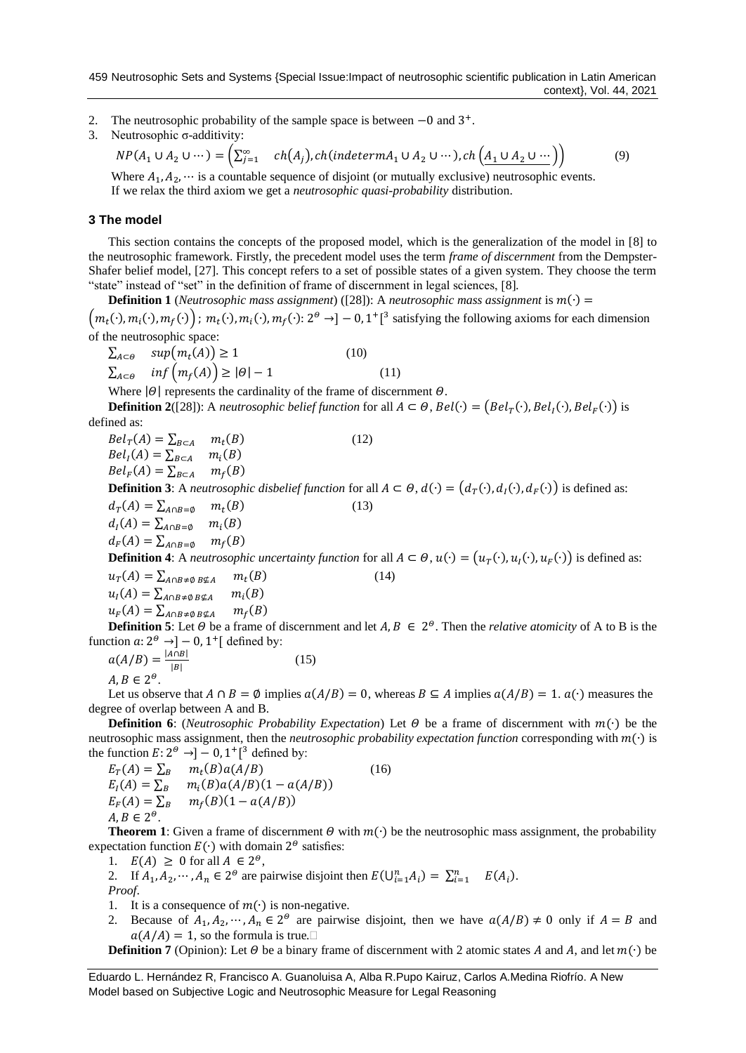2. The neutrosophic probability of the sample space is between $-0$ and $3^{+}$.
3. Neutrosophic σ-additivity:

$$NP(A_1 \cup A_2 \cup \cdots) = \left(\sum_{j=1}^{\infty} ch(A_j), ch(indeterm A_1 \cup A_2 \cup \cdots), ch\left(\underline{A_1 \cup A_2 \cup \cdots}\right)\right) \quad (9)$$

Where $A_1, A_2, \cdots$ is a countable sequence of disjoint (or mutually exclusive) neutrosophic events.
If we relax the third axiom we get a *neutrosophic quasi-probability* distribution.

## 3 The model

This section contains the concepts of the proposed model, which is the generalization of the model in [8] to the neutrosophic framework. Firstly, the precedent model uses the term *frame of discernment* from the Dempster-Shafer belief model, [27]. This concept refers to a set of possible states of a given system. They choose the term "state" instead of "set" in the definition of frame of discernment in legal sciences, [8].

**Definition 1** (*Neutrosophic mass assignment*) ([28]): A *neutrosophic mass assignment* is $m(\cdot) = \left(m_t(\cdot), m_i(\cdot), m_f(\cdot)\right)$; $m_t(\cdot), m_i(\cdot), m_f(\cdot): 2^{\Theta} \to ]-0, 1^{+}[^3$ satisfying the following axioms for each dimension of the neutrosophic space:

$$\sum_{A \subset \Theta} sup\left(m_t(A)\right) \geq 1 \quad (10)$$

$$\sum_{A \subset \Theta} inf\left(m_f(A)\right) \geq |\Theta| - 1 \quad (11)$$

Where $|\Theta|$ represents the cardinality of the frame of discernment $\Theta$.

**Definition 2**([28]): A *neutrosophic belief function* for all $A \subset \Theta$, $Bel(\cdot) = \left(Bel_T(\cdot), Bel_I(\cdot), Bel_F(\cdot)\right)$ is defined as:

$$Bel_T(A) = \sum_{B \subset A} m_t(B) \quad (12)$$
$$Bel_I(A) = \sum_{B \subset A} m_i(B)$$
$$Bel_F(A) = \sum_{B \subset A} m_f(B)$$

**Definition 3**: A *neutrosophic disbelief function* for all $A \subset \Theta$, $d(\cdot) = \left(d_T(\cdot), d_I(\cdot), d_F(\cdot)\right)$ is defined as:

$$d_T(A) = \sum_{A \cap B = \emptyset} m_t(B) \quad (13)$$
$$d_I(A) = \sum_{A \cap B = \emptyset} m_i(B)$$
$$d_F(A) = \sum_{A \cap B = \emptyset} m_f(B)$$

**Definition 4**: A *neutrosophic uncertainty function* for all $A \subset \Theta$, $u(\cdot) = \left(u_T(\cdot), u_I(\cdot), u_F(\cdot)\right)$ is defined as:

$$u_T(A) = \sum_{A \cap B \neq \emptyset\, B \not\subseteq A} m_t(B) \quad (14)$$
$$u_I(A) = \sum_{A \cap B \neq \emptyset\, B \not\subseteq A} m_i(B)$$
$$u_F(A) = \sum_{A \cap B \neq \emptyset\, B \not\subseteq A} m_f(B)$$

**Definition 5**: Let $\Theta$ be a frame of discernment and let $A, B \in 2^{\Theta}$. Then the *relative atomicity* of A to B is the function $a: 2^{\Theta} \to ]-0, 1^{+}[$ defined by:

$$a(A/B) = \frac{|A \cap B|}{|B|} \quad (15)$$

$A, B \in 2^{\Theta}$.

Let us observe that $A \cap B = \emptyset$ implies $a(A/B) = 0$, whereas $B \subseteq A$ implies $a(A/B) = 1$. $a(\cdot)$ measures the degree of overlap between A and B.

**Definition 6**: (*Neutrosophic Probability Expectation*) Let $\Theta$ be a frame of discernment with $m(\cdot)$ be the neutrosophic mass assignment, then the *neutrosophic probability expectation function* corresponding with $m(\cdot)$ is the function $E: 2^{\Theta} \to ]-0, 1^{+}[^3$ defined by:

$$E_T(A) = \sum_B m_t(B) a(A/B) \quad (16)$$
$$E_I(A) = \sum_B m_i(B) a(A/B)(1 - a(A/B))$$
$$E_F(A) = \sum_B m_f(B)(1 - a(A/B))$$

$A, B \in 2^{\Theta}$.

**Theorem 1**: Given a frame of discernment $\Theta$ with $m(\cdot)$ be the neutrosophic mass assignment, the probability expectation function $E(\cdot)$ with domain $2^{\Theta}$ satisfies:

1. $E(A) \geq 0$ for all $A \in 2^{\Theta}$,
2. If $A_1, A_2, \cdots, A_n \in 2^{\Theta}$ are pairwise disjoint then $E(\bigcup_{i=1}^{n} A_i) = \sum_{i=1}^{n} E(A_i)$.

*Proof*.

1. It is a consequence of $m(\cdot)$ is non-negative.
2. Because of $A_1, A_2, \cdots, A_n \in 2^{\Theta}$ are pairwise disjoint, then we have $a(A/B) \neq 0$ only if $A = B$ and $a(A/A) = 1$, so the formula is true.□

**Definition 7** (Opinion): Let $\Theta$ be a binary frame of discernment with 2 atomic states $A$ and $A$, and let $m(\cdot)$ be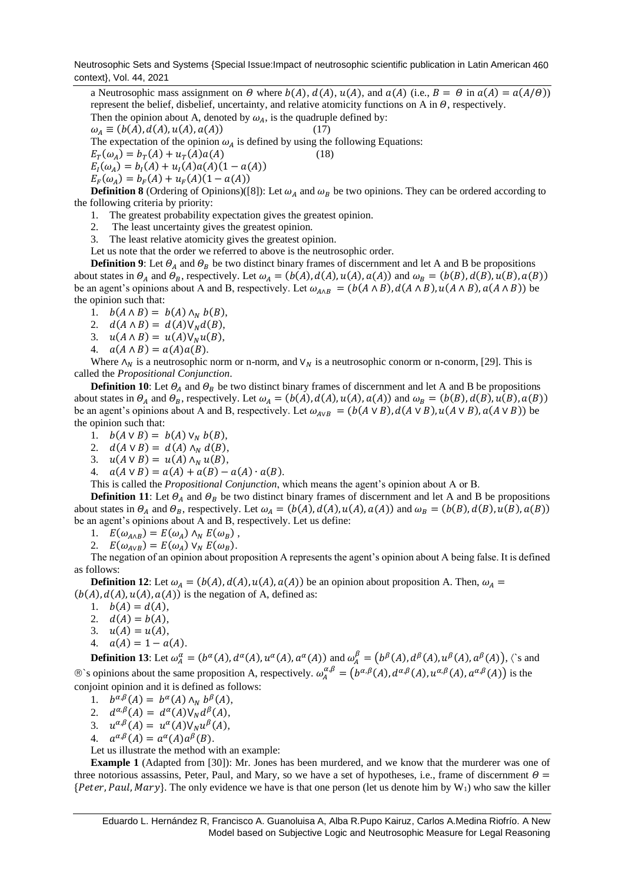a Neutrosophic mass assignment on $\Theta$ where $b(A)$, $d(A)$, $u(A)$, and $a(A)$ (i.e., $B = \Theta$ in $a(A) = a(A/\Theta)$) represent the belief, disbelief, uncertainty, and relative atomicity functions on A in $\Theta$, respectively.

Then the opinion about A, denoted by $\omega_A$, is the quadruple defined by:

$$\omega_A \equiv (b(A), d(A), u(A), a(A)) \quad (17)$$

The expectation of the opinion $\omega_A$ is defined by using the following Equations:

$$E_T(\omega_A) = b_T(A) + u_T(A)a(A) \quad (18)$$

$$E_I(\omega_A) = b_I(A) + u_I(A)a(A)(1 - a(A))$$

$$E_F(\omega_A) = b_F(A) + u_F(A)(1 - a(A))$$

**Definition 8** (Ordering of Opinions)([8]): Let $\omega_A$ and $\omega_B$ be two opinions. They can be ordered according to the following criteria by priority:

1. The greatest probability expectation gives the greatest opinion.
2. The least uncertainty gives the greatest opinion.
3. The least relative atomicity gives the greatest opinion.

Let us note that the order we referred to above is the neutrosophic order.

**Definition 9**: Let $\Theta_A$ and $\Theta_B$ be two distinct binary frames of discernment and let A and B be propositions about states in $\Theta_A$ and $\Theta_B$, respectively. Let $\omega_A = (b(A), d(A), u(A), a(A))$ and $\omega_B = (b(B), d(B), u(B), a(B))$ be an agent's opinions about A and B, respectively. Let $\omega_{A\wedge B} = (b(A \wedge B), d(A \wedge B), u(A \wedge B), a(A \wedge B))$ be the opinion such that:

1. $b(A \wedge B) = b(A) \wedge_N b(B)$,
2. $d(A \wedge B) = d(A) \vee_N d(B)$,
3. $u(A \wedge B) = u(A) \vee_N u(B)$,
4. $a(A \wedge B) = a(A)a(B)$.

Where $\wedge_N$ is a neutrosophic norm or n-norm, and $\vee_N$ is a neutrosophic conorm or n-conorm, [29]. This is called the *Propositional Conjunction*.

**Definition 10**: Let $\Theta_A$ and $\Theta_B$ be two distinct binary frames of discernment and let A and B be propositions about states in $\Theta_A$ and $\Theta_B$, respectively. Let $\omega_A = (b(A), d(A), u(A), a(A))$ and $\omega_B = (b(B), d(B), u(B), a(B))$ be an agent's opinions about A and B, respectively. Let $\omega_{A\vee B} = (b(A \vee B), d(A \vee B), u(A \vee B), a(A \vee B))$ be the opinion such that:

1. $b(A \vee B) = b(A) \vee_N b(B)$,
2. $d(A \vee B) = d(A) \wedge_N d(B)$,
3. $u(A \vee B) = u(A) \wedge_N u(B)$,
4. $a(A \vee B) = a(A) + a(B) - a(A) \cdot a(B)$.

This is called the *Propositional Conjunction*, which means the agent's opinion about A or B.

**Definition 11**: Let $\Theta_A$ and $\Theta_B$ be two distinct binary frames of discernment and let A and B be propositions about states in $\Theta_A$ and $\Theta_B$, respectively. Let $\omega_A = (b(A), d(A), u(A), a(A))$ and $\omega_B = (b(B), d(B), u(B), a(B))$ be an agent's opinions about A and B, respectively. Let us define:

1. $E(\omega_{A\wedge B}) = E(\omega_A) \wedge_N E(\omega_B)$ ,
2. $E(\omega_{A\vee B}) = E(\omega_A) \vee_N E(\omega_B)$.

The negation of an opinion about proposition A represents the agent's opinion about A being false. It is defined as follows:

**Definition 12**: Let $\omega_A = (b(A), d(A), u(A), a(A))$ be an opinion about proposition A. Then, $\omega_A = (b(A), d(A), u(A), a(A))$ is the negation of A, defined as:

1. $b(A) = d(A)$,
2. $d(A) = b(A)$,
3. $u(A) = u(A)$,
4. $a(A) = 1 - a(A)$.

**Definition 13**: Let $\omega_A^\alpha = (b^\alpha(A), d^\alpha(A), u^\alpha(A), a^\alpha(A))$ and $\omega_A^\beta = (b^\beta(A), d^\beta(A), u^\beta(A), a^\beta(A))$, 〈`s and ®`s opinions about the same proposition A, respectively. $\omega_A^{\alpha,\beta} = (b^{\alpha,\beta}(A), d^{\alpha,\beta}(A), u^{\alpha,\beta}(A), a^{\alpha,\beta}(A))$ is the conjoint opinion and it is defined as follows:

1. $b^{\alpha,\beta}(A) = b^\alpha(A) \wedge_N b^\beta(A)$,
2. $d^{\alpha,\beta}(A) = d^\alpha(A) \vee_N d^\beta(A)$,
3. $u^{\alpha,\beta}(A) = u^\alpha(A) \vee_N u^\beta(A)$,
4. $a^{\alpha,\beta}(A) = a^\alpha(A)a^\beta(B)$.

Let us illustrate the method with an example:

**Example 1** (Adapted from [30]): Mr. Jones has been murdered, and we know that the murderer was one of three notorious assassins, Peter, Paul, and Mary, so we have a set of hypotheses, i.e., frame of discernment $\Theta = \{Peter, Paul, Mary\}$. The only evidence we have is that one person (let us denote him by $W_1$) who saw the killer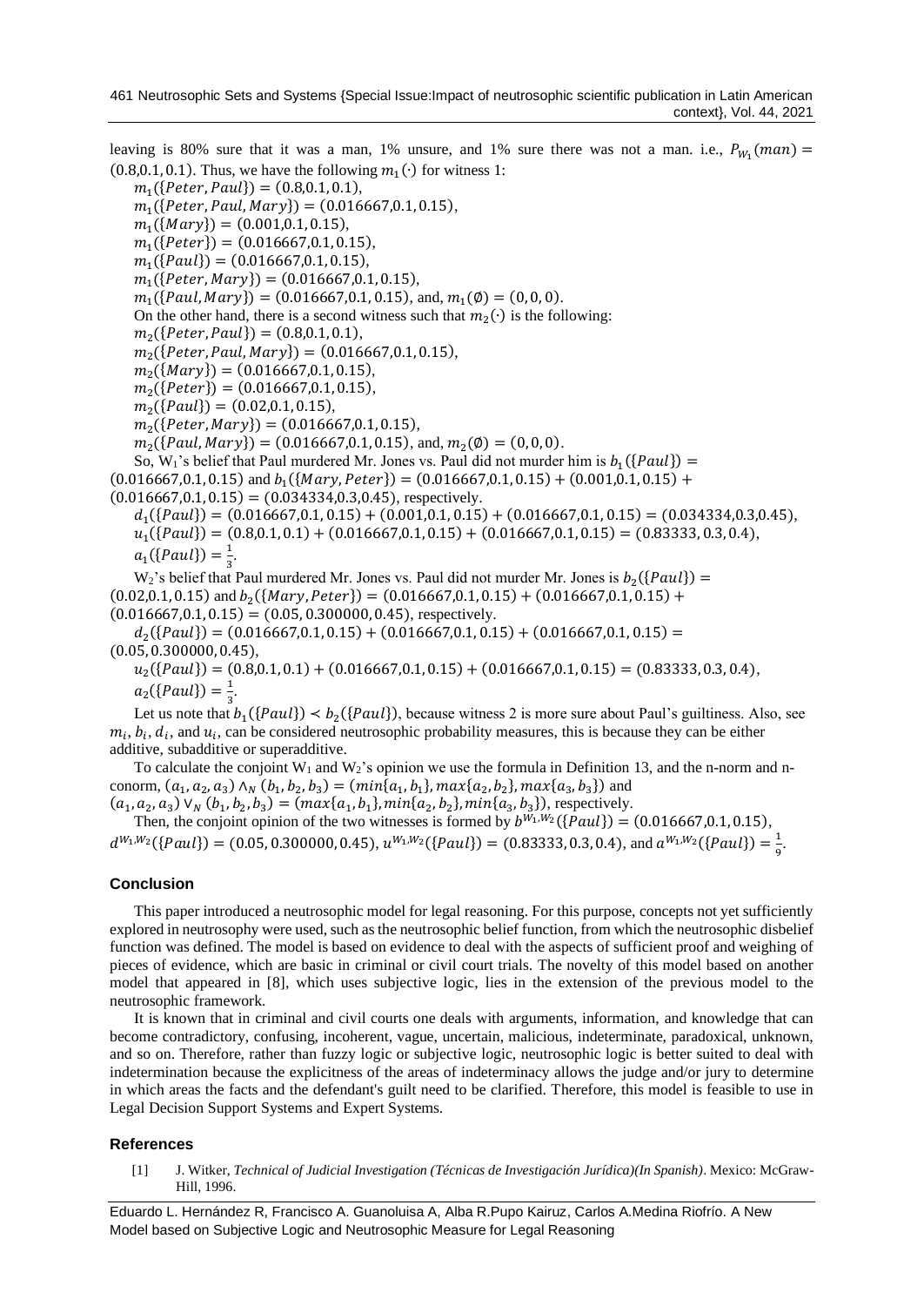leaving is 80% sure that it was a man, 1% unsure, and 1% sure there was not a man. i.e., $P_{W_1}(man) = (0.8,0.1,0.1)$. Thus, we have the following $m_1(\cdot)$ for witness 1:

$m_1(\{Peter, Paul\}) = (0.8,0.1,0.1)$,

$m_1(\{Peter, Paul, Mary\}) = (0.016667,0.1,0.15)$,

$m_1(\{Mary\}) = (0.001,0.1,0.15)$,

$m_1(\{Peter\}) = (0.016667,0.1,0.15)$,

$m_1(\{Paul\}) = (0.016667,0.1,0.15)$,

$m_1(\{Peter, Mary\}) = (0.016667,0.1,0.15)$,

$m_1(\{Paul, Mary\}) = (0.016667,0.1,0.15)$, and, $m_1(\emptyset) = (0,0,0)$.

On the other hand, there is a second witness such that $m_2(\cdot)$ is the following:

$m_2(\{Peter, Paul\}) = (0.8,0.1,0.1)$,

$m_2(\{Peter, Paul, Mary\}) = (0.016667,0.1,0.15)$,

$m_2(\{Mary\}) = (0.016667,0.1,0.15)$,

$m_2(\{Peter\}) = (0.016667,0.1,0.15)$,

$m_2(\{Paul\}) = (0.02,0.1,0.15)$,

$m_2(\{Peter, Mary\}) = (0.016667,0.1,0.15)$,

$m_2(\{Paul, Mary\}) = (0.016667,0.1,0.15)$, and, $m_2(\emptyset) = (0,0,0)$.

So, W₁'s belief that Paul murdered Mr. Jones vs. Paul did not murder him is $b_1(\{Paul\}) = (0.016667,0.1,0.15)$ and $b_1(\{Mary, Peter\}) = (0.016667,0.1,0.15) + (0.001,0.1,0.15) + (0.016667,0.1,0.15) = (0.034334,0.3,0.45)$, respectively.

$d_1(\{Paul\}) = (0.016667,0.1,0.15) + (0.001,0.1,0.15) + (0.016667,0.1,0.15) = (0.034334,0.3,0.45)$,

$u_1(\{Paul\}) = (0.8,0.1,0.1) + (0.016667,0.1,0.15) + (0.016667,0.1,0.15) = (0.83333,0.3,0.4)$,

$a_1(\{Paul\}) = \frac{1}{3}$.

W₂'s belief that Paul murdered Mr. Jones vs. Paul did not murder Mr. Jones is $b_2(\{Paul\}) = (0.02,0.1,0.15)$ and $b_2(\{Mary, Peter\}) = (0.016667,0.1,0.15) + (0.016667,0.1,0.15) + (0.016667,0.1,0.15) = (0.05,0.300000,0.45)$, respectively.

$d_2(\{Paul\}) = (0.016667,0.1,0.15) + (0.016667,0.1,0.15) + (0.016667,0.1,0.15) = (0.05,0.300000,0.45)$,

$u_2(\{Paul\}) = (0.8,0.1,0.1) + (0.016667,0.1,0.15) + (0.016667,0.1,0.15) = (0.83333,0.3,0.4)$,

$a_2(\{Paul\}) = \frac{1}{3}$.

Let us note that $b_1(\{Paul\}) \prec b_2(\{Paul\})$, because witness 2 is more sure about Paul's guiltiness. Also, see $m_i$, $b_i$, $d_i$, and $u_i$, can be considered neutrosophic probability measures, this is because they can be either additive, subadditive or superadditive.

To calculate the conjoint W₁ and W₂'s opinion we use the formula in Definition 13, and the n-norm and n-conorm, $(a_1, a_2, a_3) \wedge_N (b_1, b_2, b_3) = (min\{a_1, b_1\}, max\{a_2, b_2\}, max\{a_3, b_3\})$ and $(a_1, a_2, a_3) \vee_N (b_1, b_2, b_3) = (max\{a_1, b_1\}, min\{a_2, b_2\}, min\{a_3, b_3\})$, respectively.

Then, the conjoint opinion of the two witnesses is formed by $b^{W_1,W_2}(\{Paul\}) = (0.016667,0.1,0.15)$, $d^{W_1,W_2}(\{Paul\}) = (0.05,0.300000,0.45)$, $u^{W_1,W_2}(\{Paul\}) = (0.83333,0.3,0.4)$, and $a^{W_1,W_2}(\{Paul\}) = \frac{1}{9}$.

## Conclusion

This paper introduced a neutrosophic model for legal reasoning. For this purpose, concepts not yet sufficiently explored in neutrosophy were used, such as the neutrosophic belief function, from which the neutrosophic disbelief function was defined. The model is based on evidence to deal with the aspects of sufficient proof and weighing of pieces of evidence, which are basic in criminal or civil court trials. The novelty of this model based on another model that appeared in [8], which uses subjective logic, lies in the extension of the previous model to the neutrosophic framework.

It is known that in criminal and civil courts one deals with arguments, information, and knowledge that can become contradictory, confusing, incoherent, vague, uncertain, malicious, indeterminate, paradoxical, unknown, and so on. Therefore, rather than fuzzy logic or subjective logic, neutrosophic logic is better suited to deal with indetermination because the explicitness of the areas of indeterminacy allows the judge and/or jury to determine in which areas the facts and the defendant's guilt need to be clarified. Therefore, this model is feasible to use in Legal Decision Support Systems and Expert Systems.

## References

[1] J. Witker, *Technical of Judicial Investigation (Técnicas de Investigación Jurídica)(In Spanish)*. Mexico: McGraw-Hill, 1996.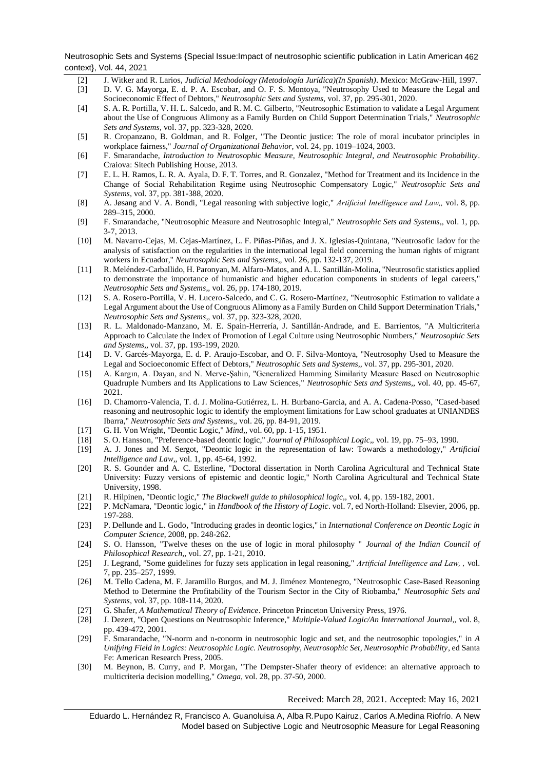[2] J. Witker and R. Larios, *Judicial Methodology (Metodología Jurídica)(In Spanish)*. Mexico: McGraw-Hill, 1997.

[3] D. V. G. Mayorga, E. d. P. A. Escobar, and O. F. S. Montoya, "Neutrosophy Used to Measure the Legal and Socioeconomic Effect of Debtors," *Neutrosophic Sets and Systems*, vol. 37, pp. 295-301, 2020.

[4] S. A. R. Portilla, V. H. L. Salcedo, and R. M. C. Gilberto, "Neutrosophic Estimation to validate a Legal Argument about the Use of Congruous Alimony as a Family Burden on Child Support Determination Trials," *Neutrosophic Sets and Systems*, vol. 37, pp. 323-328, 2020.

[5] R. Cropanzano, B. Goldman, and R. Folger, "The Deontic justice: The role of moral incubator principles in workplace fairness," *Journal of Organizational Behavior*, vol. 24, pp. 1019–1024, 2003.

[6] F. Smarandache, *Introduction to Neutrosophic Measure, Neutrosophic Integral, and Neutrosophic Probability*. Craiova: Sitech Publishing House, 2013.

[7] E. L. H. Ramos, L. R. A. Ayala, D. F. T. Torres, and R. Gonzalez, "Method for Treatment and its Incidence in the Change of Social Rehabilitation Regime using Neutrosophic Compensatory Logic," *Neutrosophic Sets and Systems*, vol. 37, pp. 381-388, 2020.

[8] A. Jøsang and V. A. Bondi, "Legal reasoning with subjective logic," *Artificial Intelligence and Law,,* vol. 8, pp. 289–315, 2000.

[9] F. Smarandache, "Neutrosophic Measure and Neutrosophic Integral," *Neutrosophic Sets and Systems,,* vol. 1, pp. 3-7, 2013.

[10] M. Navarro-Cejas, M. Cejas-Martínez, L. F. Piñas-Piñas, and J. X. Iglesias-Quintana, "Neutrosofic Iadov for the analysis of satisfaction on the regularities in the international legal field concerning the human rights of migrant workers in Ecuador," *Neutrosophic Sets and Systems,,* vol. 26, pp. 132-137, 2019.

[11] R. Meléndez-Carballido, H. Paronyan, M. Alfaro-Matos, and A. L. Santillán-Molina, "Neutrosofic statistics applied to demonstrate the importance of humanistic and higher education components in students of legal careers," *Neutrosophic Sets and Systems,,* vol. 26, pp. 174-180, 2019.

[12] S. A. Rosero-Portilla, V. H. Lucero-Salcedo, and C. G. Rosero-Martínez, "Neutrosophic Estimation to validate a Legal Argument about the Use of Congruous Alimony as a Family Burden on Child Support Determination Trials," *Neutrosophic Sets and Systems,,* vol. 37, pp. 323-328, 2020.

[13] R. L. Maldonado-Manzano, M. E. Spain-Herrería, J. Santillán-Andrade, and E. Barrientos, "A Multicriteria Approach to Calculate the Index of Promotion of Legal Culture using Neutrosophic Numbers," *Neutrosophic Sets and Systems,,* vol. 37, pp. 193-199, 2020.

[14] D. V. Garcés-Mayorga, E. d. P. Araujo-Escobar, and O. F. Silva-Montoya, "Neutrosophy Used to Measure the Legal and Socioeconomic Effect of Debtors," *Neutrosophic Sets and Systems,,* vol. 37, pp. 295-301, 2020.

[15] A. Kargın, A. Dayan, and N. Merve-Şahin, "Generalized Hamming Similarity Measure Based on Neutrosophic Quadruple Numbers and Its Applications to Law Sciences," *Neutrosophic Sets and Systems,,* vol. 40, pp. 45-67, 2021.

[16] D. Chamorro-Valencia, T. d. J. Molina-Gutiérrez, L. H. Burbano-Garcia, and A. A. Cadena-Posso, "Cased-based reasoning and neutrosophic logic to identify the employment limitations for Law school graduates at UNIANDES Ibarra," *Neutrosophic Sets and Systems,,* vol. 26, pp. 84-91, 2019.

[17] G. H. Von Wright, "Deontic Logic," *Mind,,* vol. 60, pp. 1-15, 1951.

[18] S. O. Hansson, "Preference-based deontic logic," *Journal of Philosophical Logic,,* vol. 19, pp. 75–93, 1990.

[19] A. J. Jones and M. Sergot, "Deontic logic in the representation of law: Towards a methodology," *Artificial Intelligence and Law,,* vol. 1, pp. 45-64, 1992.

[20] R. S. Gounder and A. C. Esterline, "Doctoral dissertation in North Carolina Agricultural and Technical State University: Fuzzy versions of epistemic and deontic logic," North Carolina Agricultural and Technical State University, 1998.

[21] R. Hilpinen, "Deontic logic," *The Blackwell guide to philosophical logic,,* vol. 4, pp. 159-182, 2001.

[22] P. McNamara, "Deontic logic," in *Handbook of the History of Logic*. vol. 7, ed North-Holland: Elsevier, 2006, pp. 197-288.

[23] P. Dellunde and L. Godo, "Introducing grades in deontic logics," in *International Conference on Deontic Logic in Computer Science*, 2008, pp. 248-262.

[24] S. O. Hansson, "Twelve theses on the use of logic in moral philosophy " *Journal of the Indian Council of Philosophical Research,,* vol. 27, pp. 1-21, 2010.

[25] J. Legrand, "Some guidelines for fuzzy sets application in legal reasoning," *Artificial Intelligence and Law, ,* vol. 7, pp. 235–257, 1999.

[26] M. Tello Cadena, M. F. Jaramillo Burgos, and M. J. Jiménez Montenegro, "Neutrosophic Case-Based Reasoning Method to Determine the Profitability of the Tourism Sector in the City of Riobamba," *Neutrosophic Sets and Systems*, vol. 37, pp. 108-114, 2020.

[27] G. Shafer, *A Mathematical Theory of Evidence*. Princeton Princeton University Press, 1976.

[28] J. Dezert, "Open Questions on Neutrosophic Inference," *Multiple-Valued Logic/An International Journal,,* vol. 8, pp. 439-472, 2001.

[29] F. Smarandache, "N-norm and n-conorm in neutrosophic logic and set, and the neutrosophic topologies," in *A Unifying Field in Logics: Neutrosophic Logic. Neutrosophy, Neutrosophic Set, Neutrosophic Probability*, ed Santa Fe: American Research Press, 2005.

[30] M. Beynon, B. Curry, and P. Morgan, "The Dempster-Shafer theory of evidence: an alternative approach to multicriteria decision modelling," *Omega*, vol. 28, pp. 37-50, 2000.

Received: March 28, 2021. Accepted: May 16, 2021